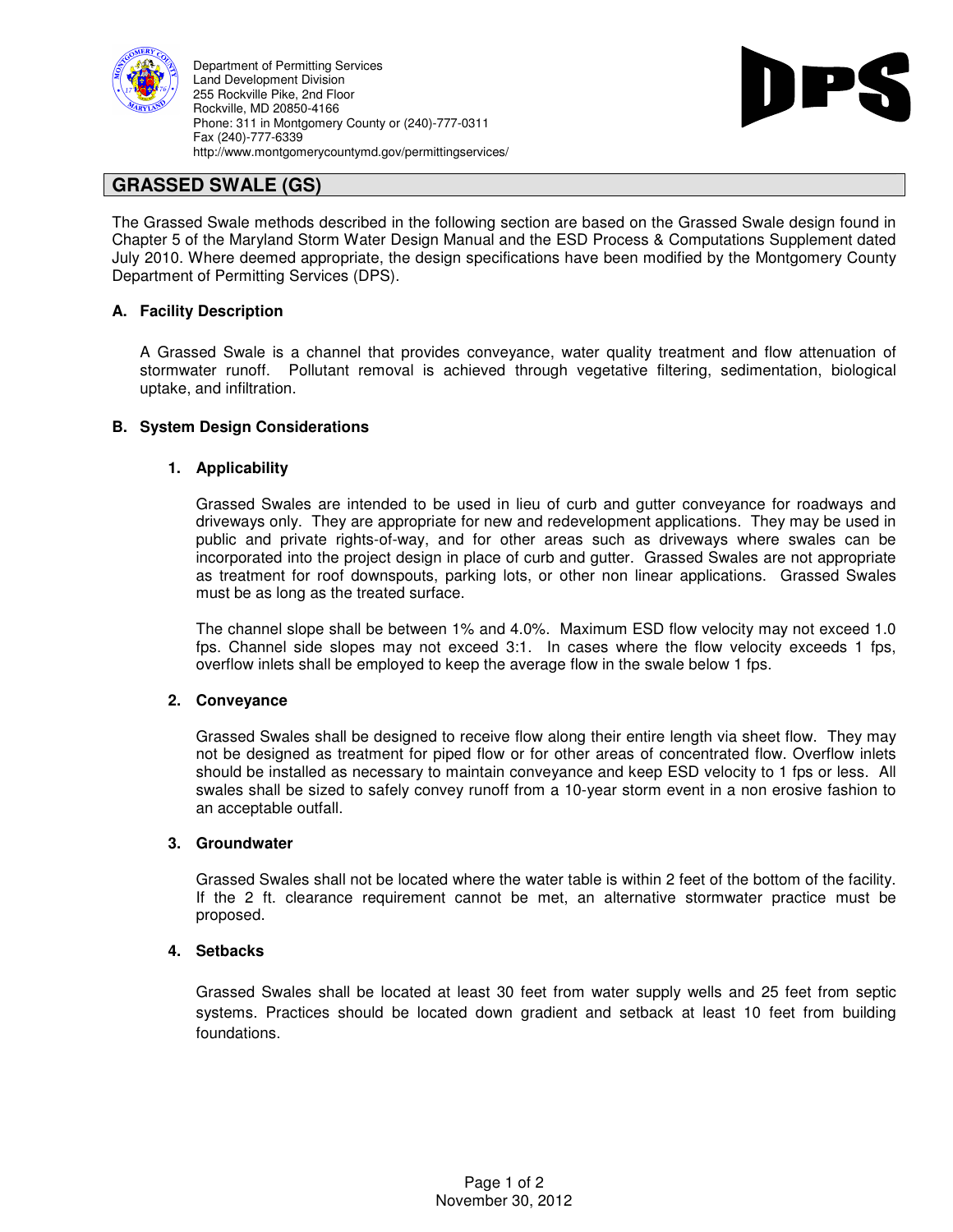Department of Permitting Services
Land Development Division
255 Rockville Pike, 2nd Floor
Rockville, MD 20850-4166
Phone: 311 in Montgomery County or (240)-777-0311
Fax (240)-777-6339
http://www.montgomerycountymd.gov/permittingservices/

DPS

# GRASSED SWALE (GS)

The Grassed Swale methods described in the following section are based on the Grassed Swale design found in Chapter 5 of the Maryland Storm Water Design Manual and the ESD Process & Computations Supplement dated July 2010. Where deemed appropriate, the design specifications have been modified by the Montgomery County Department of Permitting Services (DPS).

## A. Facility Description

A Grassed Swale is a channel that provides conveyance, water quality treatment and flow attenuation of stormwater runoff. Pollutant removal is achieved through vegetative filtering, sedimentation, biological uptake, and infiltration.

## B. System Design Considerations

### 1. Applicability

Grassed Swales are intended to be used in lieu of curb and gutter conveyance for roadways and driveways only. They are appropriate for new and redevelopment applications. They may be used in public and private rights-of-way, and for other areas such as driveways where swales can be incorporated into the project design in place of curb and gutter. Grassed Swales are not appropriate as treatment for roof downspouts, parking lots, or other non linear applications. Grassed Swales must be as long as the treated surface.

The channel slope shall be between 1% and 4.0%. Maximum ESD flow velocity may not exceed 1.0 fps. Channel side slopes may not exceed 3:1. In cases where the flow velocity exceeds 1 fps, overflow inlets shall be employed to keep the average flow in the swale below 1 fps.

### 2. Conveyance

Grassed Swales shall be designed to receive flow along their entire length via sheet flow. They may not be designed as treatment for piped flow or for other areas of concentrated flow. Overflow inlets should be installed as necessary to maintain conveyance and keep ESD velocity to 1 fps or less. All swales shall be sized to safely convey runoff from a 10-year storm event in a non erosive fashion to an acceptable outfall.

### 3. Groundwater

Grassed Swales shall not be located where the water table is within 2 feet of the bottom of the facility. If the 2 ft. clearance requirement cannot be met, an alternative stormwater practice must be proposed.

### 4. Setbacks

Grassed Swales shall be located at least 30 feet from water supply wells and 25 feet from septic systems. Practices should be located down gradient and setback at least 10 feet from building foundations.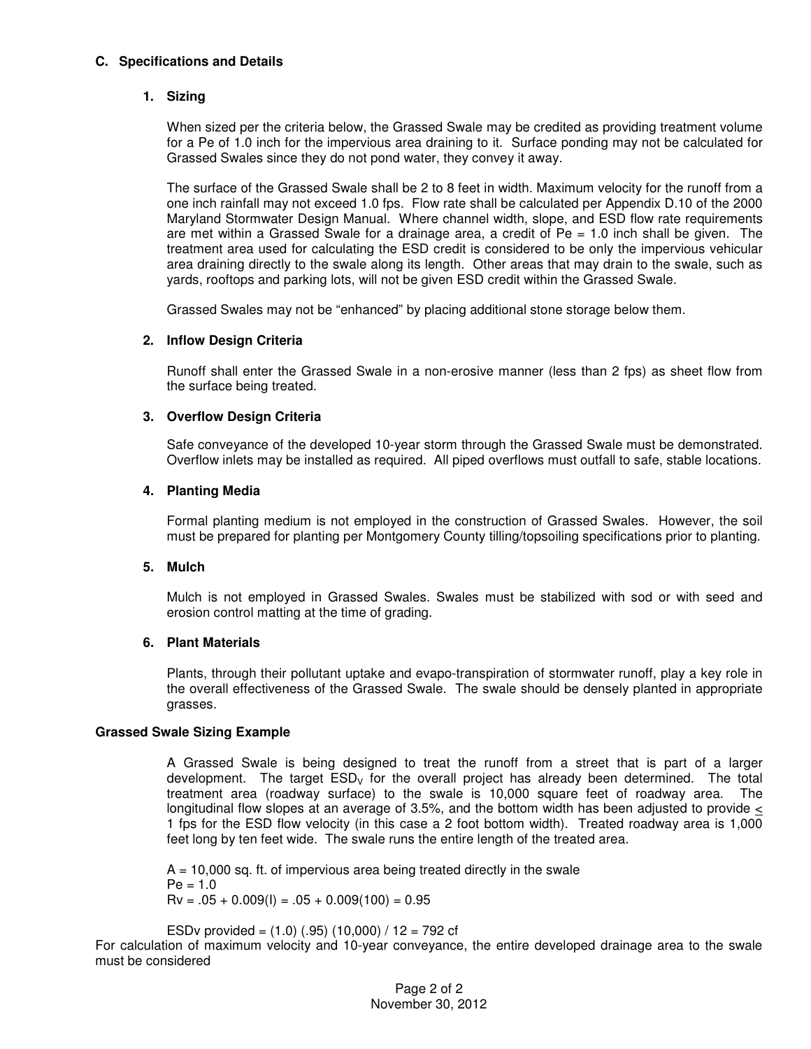### C. Specifications and Details

#### 1. Sizing

When sized per the criteria below, the Grassed Swale may be credited as providing treatment volume for a Pe of 1.0 inch for the impervious area draining to it. Surface ponding may not be calculated for Grassed Swales since they do not pond water, they convey it away.

The surface of the Grassed Swale shall be 2 to 8 feet in width. Maximum velocity for the runoff from a one inch rainfall may not exceed 1.0 fps. Flow rate shall be calculated per Appendix D.10 of the 2000 Maryland Stormwater Design Manual. Where channel width, slope, and ESD flow rate requirements are met within a Grassed Swale for a drainage area, a credit of Pe = 1.0 inch shall be given. The treatment area used for calculating the ESD credit is considered to be only the impervious vehicular area draining directly to the swale along its length. Other areas that may drain to the swale, such as yards, rooftops and parking lots, will not be given ESD credit within the Grassed Swale.

Grassed Swales may not be "enhanced" by placing additional stone storage below them.

#### 2. Inflow Design Criteria

Runoff shall enter the Grassed Swale in a non-erosive manner (less than 2 fps) as sheet flow from the surface being treated.

#### 3. Overflow Design Criteria

Safe conveyance of the developed 10-year storm through the Grassed Swale must be demonstrated. Overflow inlets may be installed as required. All piped overflows must outfall to safe, stable locations.

#### 4. Planting Media

Formal planting medium is not employed in the construction of Grassed Swales. However, the soil must be prepared for planting per Montgomery County tilling/topsoiling specifications prior to planting.

#### 5. Mulch

Mulch is not employed in Grassed Swales. Swales must be stabilized with sod or with seed and erosion control matting at the time of grading.

#### 6. Plant Materials

Plants, through their pollutant uptake and evapo-transpiration of stormwater runoff, play a key role in the overall effectiveness of the Grassed Swale. The swale should be densely planted in appropriate grasses.

### Grassed Swale Sizing Example

A Grassed Swale is being designed to treat the runoff from a street that is part of a larger development. The target $ESD_V$ for the overall project has already been determined. The total treatment area (roadway surface) to the swale is 10,000 square feet of roadway area. The longitudinal flow slopes at an average of 3.5%, and the bottom width has been adjusted to provide $\leq$ 1 fps for the ESD flow velocity (in this case a 2 foot bottom width). Treated roadway area is 1,000 feet long by ten feet wide. The swale runs the entire length of the treated area.

A = 10,000 sq. ft. of impervious area being treated directly in the swale
Pe = 1.0
$Rv = .05 + 0.009(I) = .05 + 0.009(100) = 0.95$

$ESDv \text{ provided} = (1.0)(.95)(10{,}000) / 12 = 792 \text{ cf}$

For calculation of maximum velocity and 10-year conveyance, the entire developed drainage area to the swale must be considered